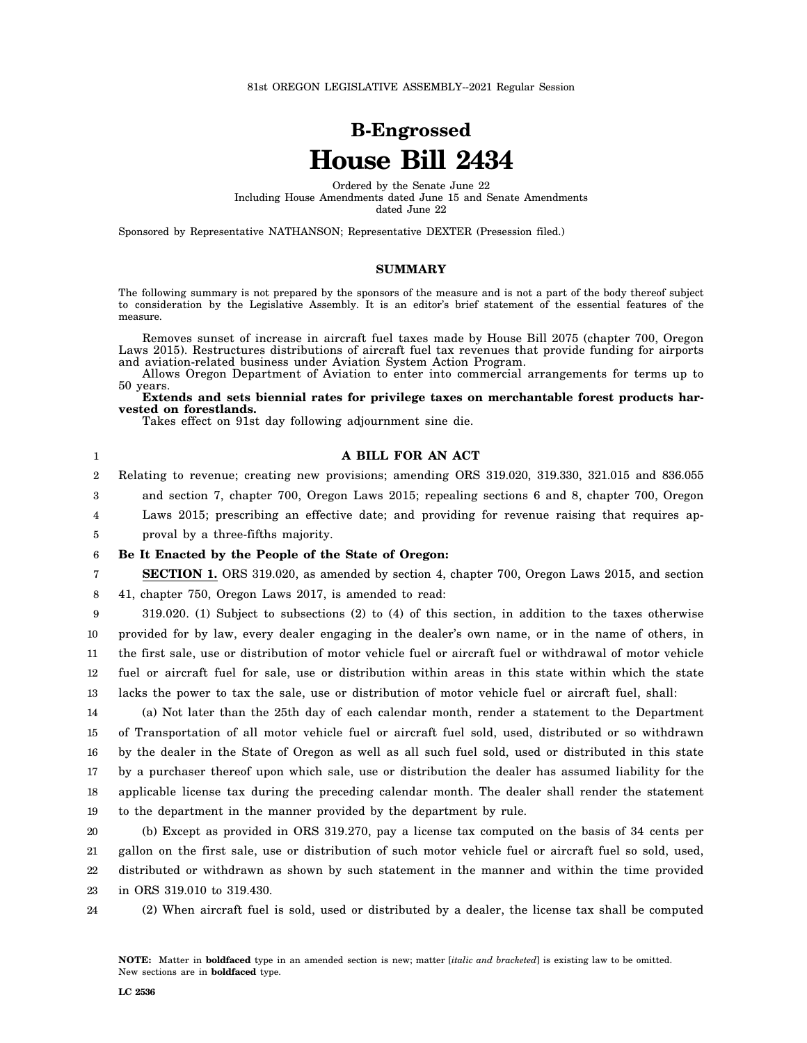81st OREGON LEGISLATIVE ASSEMBLY--2021 Regular Session

# B-Engrossed
# House Bill 2434

Ordered by the Senate June 22
Including House Amendments dated June 15 and Senate Amendments dated June 22

Sponsored by Representative NATHANSON; Representative DEXTER (Presession filed.)

## SUMMARY

The following summary is not prepared by the sponsors of the measure and is not a part of the body thereof subject to consideration by the Legislative Assembly. It is an editor's brief statement of the essential features of the measure.

Removes sunset of increase in aircraft fuel taxes made by House Bill 2075 (chapter 700, Oregon Laws 2015). Restructures distributions of aircraft fuel tax revenues that provide funding for airports and aviation-related business under Aviation System Action Program.

Allows Oregon Department of Aviation to enter into commercial arrangements for terms up to 50 years.

**Extends and sets biennial rates for privilege taxes on merchantable forest products harvested on forestlands.**

Takes effect on 91st day following adjournment sine die.

**A BILL FOR AN ACT**

Relating to revenue; creating new provisions; amending ORS 319.020, 319.330, 321.015 and 836.055 and section 7, chapter 700, Oregon Laws 2015; repealing sections 6 and 8, chapter 700, Oregon Laws 2015; prescribing an effective date; and providing for revenue raising that requires approval by a three-fifths majority.

**Be It Enacted by the People of the State of Oregon:**

**SECTION 1.** ORS 319.020, as amended by section 4, chapter 700, Oregon Laws 2015, and section 41, chapter 750, Oregon Laws 2017, is amended to read:

319.020. (1) Subject to subsections (2) to (4) of this section, in addition to the taxes otherwise provided for by law, every dealer engaging in the dealer's own name, or in the name of others, in the first sale, use or distribution of motor vehicle fuel or aircraft fuel or withdrawal of motor vehicle fuel or aircraft fuel for sale, use or distribution within areas in this state within which the state lacks the power to tax the sale, use or distribution of motor vehicle fuel or aircraft fuel, shall:

(a) Not later than the 25th day of each calendar month, render a statement to the Department of Transportation of all motor vehicle fuel or aircraft fuel sold, used, distributed or so withdrawn by the dealer in the State of Oregon as well as all such fuel sold, used or distributed in this state by a purchaser thereof upon which sale, use or distribution the dealer has assumed liability for the applicable license tax during the preceding calendar month. The dealer shall render the statement to the department in the manner provided by the department by rule.

(b) Except as provided in ORS 319.270, pay a license tax computed on the basis of 34 cents per gallon on the first sale, use or distribution of such motor vehicle fuel or aircraft fuel so sold, used, distributed or withdrawn as shown by such statement in the manner and within the time provided in ORS 319.010 to 319.430.

(2) When aircraft fuel is sold, used or distributed by a dealer, the license tax shall be computed

NOTE: Matter in **boldfaced** type in an amended section is new; matter [*italic and bracketed*] is existing law to be omitted. New sections are in **boldfaced** type.

LC 2536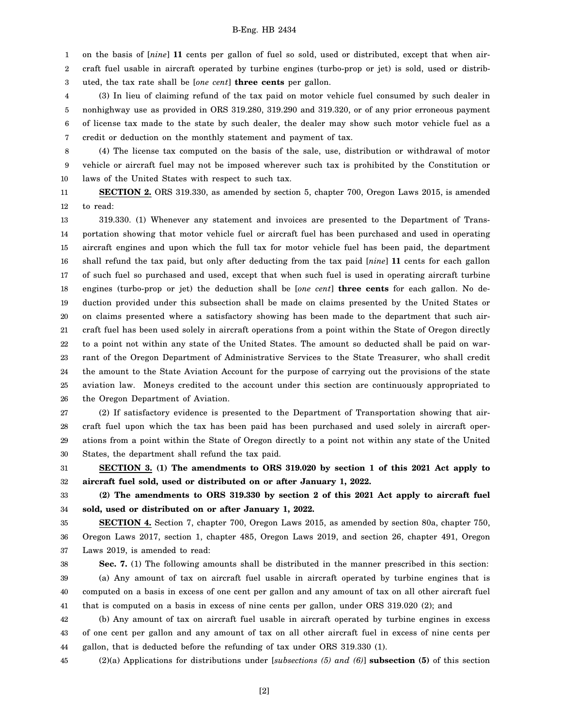on the basis of [*nine*] **11** cents per gallon of fuel so sold, used or distributed, except that when aircraft fuel usable in aircraft operated by turbine engines (turbo-prop or jet) is sold, used or distributed, the tax rate shall be [*one cent*] **three cents** per gallon.

(3) In lieu of claiming refund of the tax paid on motor vehicle fuel consumed by such dealer in nonhighway use as provided in ORS 319.280, 319.290 and 319.320, or of any prior erroneous payment of license tax made to the state by such dealer, the dealer may show such motor vehicle fuel as a credit or deduction on the monthly statement and payment of tax.

(4) The license tax computed on the basis of the sale, use, distribution or withdrawal of motor vehicle or aircraft fuel may not be imposed wherever such tax is prohibited by the Constitution or laws of the United States with respect to such tax.

**SECTION 2.** ORS 319.330, as amended by section 5, chapter 700, Oregon Laws 2015, is amended to read:

319.330. (1) Whenever any statement and invoices are presented to the Department of Transportation showing that motor vehicle fuel or aircraft fuel has been purchased and used in operating aircraft engines and upon which the full tax for motor vehicle fuel has been paid, the department shall refund the tax paid, but only after deducting from the tax paid [*nine*] **11** cents for each gallon of such fuel so purchased and used, except that when such fuel is used in operating aircraft turbine engines (turbo-prop or jet) the deduction shall be [*one cent*] **three cents** for each gallon. No deduction provided under this subsection shall be made on claims presented by the United States or on claims presented where a satisfactory showing has been made to the department that such aircraft fuel has been used solely in aircraft operations from a point within the State of Oregon directly to a point not within any state of the United States. The amount so deducted shall be paid on warrant of the Oregon Department of Administrative Services to the State Treasurer, who shall credit the amount to the State Aviation Account for the purpose of carrying out the provisions of the state aviation law. Moneys credited to the account under this section are continuously appropriated to the Oregon Department of Aviation.

(2) If satisfactory evidence is presented to the Department of Transportation showing that aircraft fuel upon which the tax has been paid has been purchased and used solely in aircraft operations from a point within the State of Oregon directly to a point not within any state of the United States, the department shall refund the tax paid.

**SECTION 3. (1) The amendments to ORS 319.020 by section 1 of this 2021 Act apply to aircraft fuel sold, used or distributed on or after January 1, 2022.**

**(2) The amendments to ORS 319.330 by section 2 of this 2021 Act apply to aircraft fuel sold, used or distributed on or after January 1, 2022.**

**SECTION 4.** Section 7, chapter 700, Oregon Laws 2015, as amended by section 80a, chapter 750, Oregon Laws 2017, section 1, chapter 485, Oregon Laws 2019, and section 26, chapter 491, Oregon Laws 2019, is amended to read:

**Sec. 7.** (1) The following amounts shall be distributed in the manner prescribed in this section:

(a) Any amount of tax on aircraft fuel usable in aircraft operated by turbine engines that is computed on a basis in excess of one cent per gallon and any amount of tax on all other aircraft fuel that is computed on a basis in excess of nine cents per gallon, under ORS 319.020 (2); and

(b) Any amount of tax on aircraft fuel usable in aircraft operated by turbine engines in excess of one cent per gallon and any amount of tax on all other aircraft fuel in excess of nine cents per gallon, that is deducted before the refunding of tax under ORS 319.330 (1).

(2)(a) Applications for distributions under [*subsections (5) and (6)*] **subsection (5)** of this section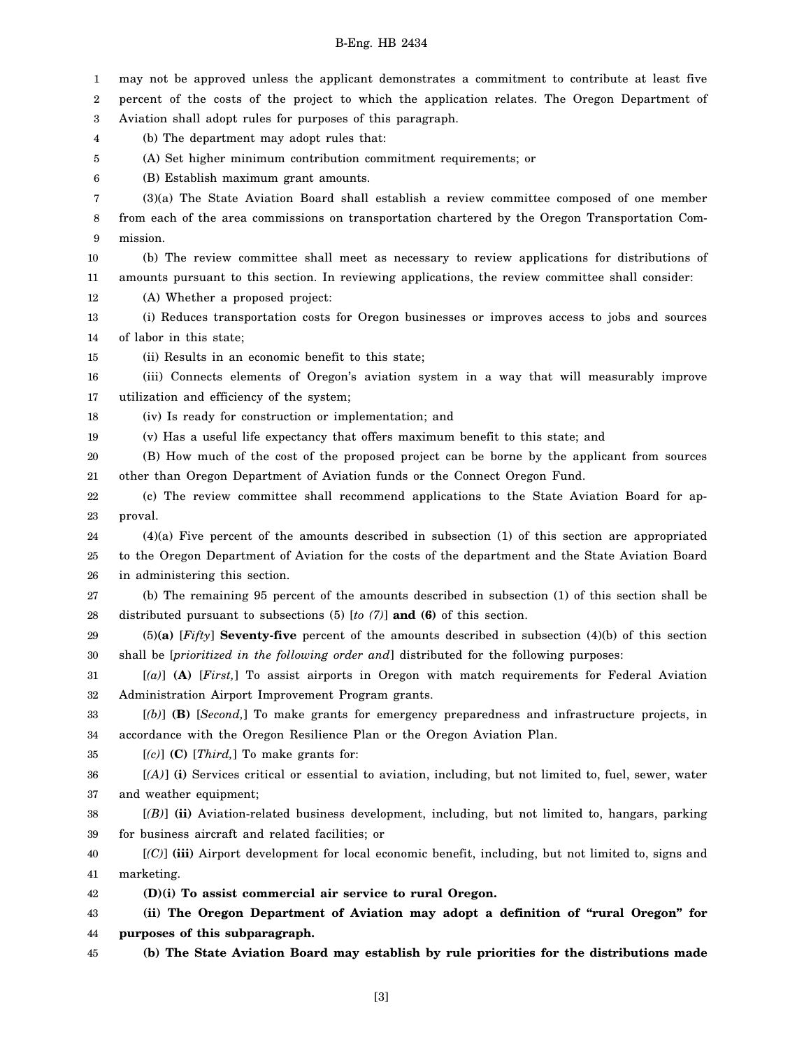may not be approved unless the applicant demonstrates a commitment to contribute at least five percent of the costs of the project to which the application relates. The Oregon Department of Aviation shall adopt rules for purposes of this paragraph.

(b) The department may adopt rules that:

(A) Set higher minimum contribution commitment requirements; or

(B) Establish maximum grant amounts.

(3)(a) The State Aviation Board shall establish a review committee composed of one member from each of the area commissions on transportation chartered by the Oregon Transportation Commission.

(b) The review committee shall meet as necessary to review applications for distributions of amounts pursuant to this section. In reviewing applications, the review committee shall consider:

(A) Whether a proposed project:

(i) Reduces transportation costs for Oregon businesses or improves access to jobs and sources of labor in this state;

(ii) Results in an economic benefit to this state;

(iii) Connects elements of Oregon's aviation system in a way that will measurably improve utilization and efficiency of the system;

(iv) Is ready for construction or implementation; and

(v) Has a useful life expectancy that offers maximum benefit to this state; and

(B) How much of the cost of the proposed project can be borne by the applicant from sources other than Oregon Department of Aviation funds or the Connect Oregon Fund.

(c) The review committee shall recommend applications to the State Aviation Board for approval.

(4)(a) Five percent of the amounts described in subsection (1) of this section are appropriated to the Oregon Department of Aviation for the costs of the department and the State Aviation Board in administering this section.

(b) The remaining 95 percent of the amounts described in subsection (1) of this section shall be distributed pursuant to subsections (5) [*to (7)*] **and (6)** of this section.

(5)**(a)** [*Fifty*] **Seventy-five** percent of the amounts described in subsection (4)(b) of this section shall be [*prioritized in the following order and*] distributed for the following purposes:

[*(a)*] **(A)** [*First,*] To assist airports in Oregon with match requirements for Federal Aviation Administration Airport Improvement Program grants.

[*(b)*] **(B)** [*Second,*] To make grants for emergency preparedness and infrastructure projects, in accordance with the Oregon Resilience Plan or the Oregon Aviation Plan.

[*(c)*] **(C)** [*Third,*] To make grants for:

[*(A)*] **(i)** Services critical or essential to aviation, including, but not limited to, fuel, sewer, water and weather equipment;

[*(B)*] **(ii)** Aviation-related business development, including, but not limited to, hangars, parking for business aircraft and related facilities; or

[*(C)*] **(iii)** Airport development for local economic benefit, including, but not limited to, signs and marketing.

**(D)(i) To assist commercial air service to rural Oregon.**

**(ii) The Oregon Department of Aviation may adopt a definition of "rural Oregon" for purposes of this subparagraph.**

**(b) The State Aviation Board may establish by rule priorities for the distributions made**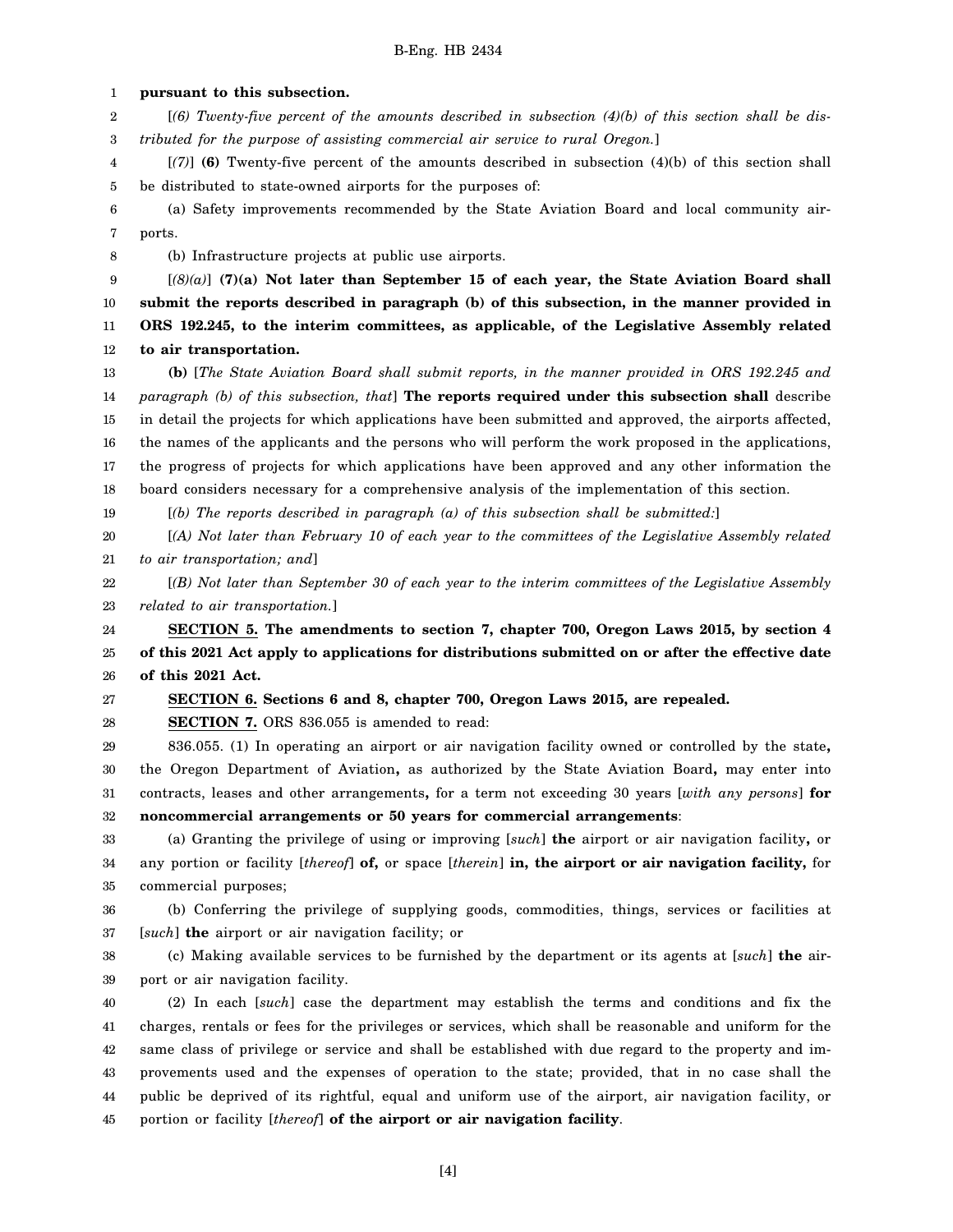**pursuant to this subsection.**

[*(6) Twenty-five percent of the amounts described in subsection (4)(b) of this section shall be distributed for the purpose of assisting commercial air service to rural Oregon.*]

[*(7)*] **(6)** Twenty-five percent of the amounts described in subsection (4)(b) of this section shall be distributed to state-owned airports for the purposes of:

(a) Safety improvements recommended by the State Aviation Board and local community airports.

(b) Infrastructure projects at public use airports.

[*(8)(a)*] **(7)(a) Not later than September 15 of each year, the State Aviation Board shall submit the reports described in paragraph (b) of this subsection, in the manner provided in ORS 192.245, to the interim committees, as applicable, of the Legislative Assembly related to air transportation.**

**(b)** [*The State Aviation Board shall submit reports, in the manner provided in ORS 192.245 and paragraph (b) of this subsection, that*] **The reports required under this subsection shall** describe in detail the projects for which applications have been submitted and approved, the airports affected, the names of the applicants and the persons who will perform the work proposed in the applications, the progress of projects for which applications have been approved and any other information the board considers necessary for a comprehensive analysis of the implementation of this section.

[*(b) The reports described in paragraph (a) of this subsection shall be submitted:*]

[*(A) Not later than February 10 of each year to the committees of the Legislative Assembly related to air transportation; and*]

[*(B) Not later than September 30 of each year to the interim committees of the Legislative Assembly related to air transportation.*]

**SECTION 5. The amendments to section 7, chapter 700, Oregon Laws 2015, by section 4 of this 2021 Act apply to applications for distributions submitted on or after the effective date of this 2021 Act.**

**SECTION 6. Sections 6 and 8, chapter 700, Oregon Laws 2015, are repealed.**

**SECTION 7.** ORS 836.055 is amended to read:

836.055. (1) In operating an airport or air navigation facility owned or controlled by the state**,** the Oregon Department of Aviation**,** as authorized by the State Aviation Board**,** may enter into contracts, leases and other arrangements**,** for a term not exceeding 30 years [*with any persons*] **for noncommercial arrangements or 50 years for commercial arrangements**:

(a) Granting the privilege of using or improving [*such*] **the** airport or air navigation facility**,** or any portion or facility [*thereof*] **of,** or space [*therein*] **in, the airport or air navigation facility,** for commercial purposes;

(b) Conferring the privilege of supplying goods, commodities, things, services or facilities at [*such*] **the** airport or air navigation facility; or

(c) Making available services to be furnished by the department or its agents at [*such*] **the** airport or air navigation facility.

(2) In each [*such*] case the department may establish the terms and conditions and fix the charges, rentals or fees for the privileges or services, which shall be reasonable and uniform for the same class of privilege or service and shall be established with due regard to the property and improvements used and the expenses of operation to the state; provided, that in no case shall the public be deprived of its rightful, equal and uniform use of the airport, air navigation facility, or portion or facility [*thereof*] **of the airport or air navigation facility**.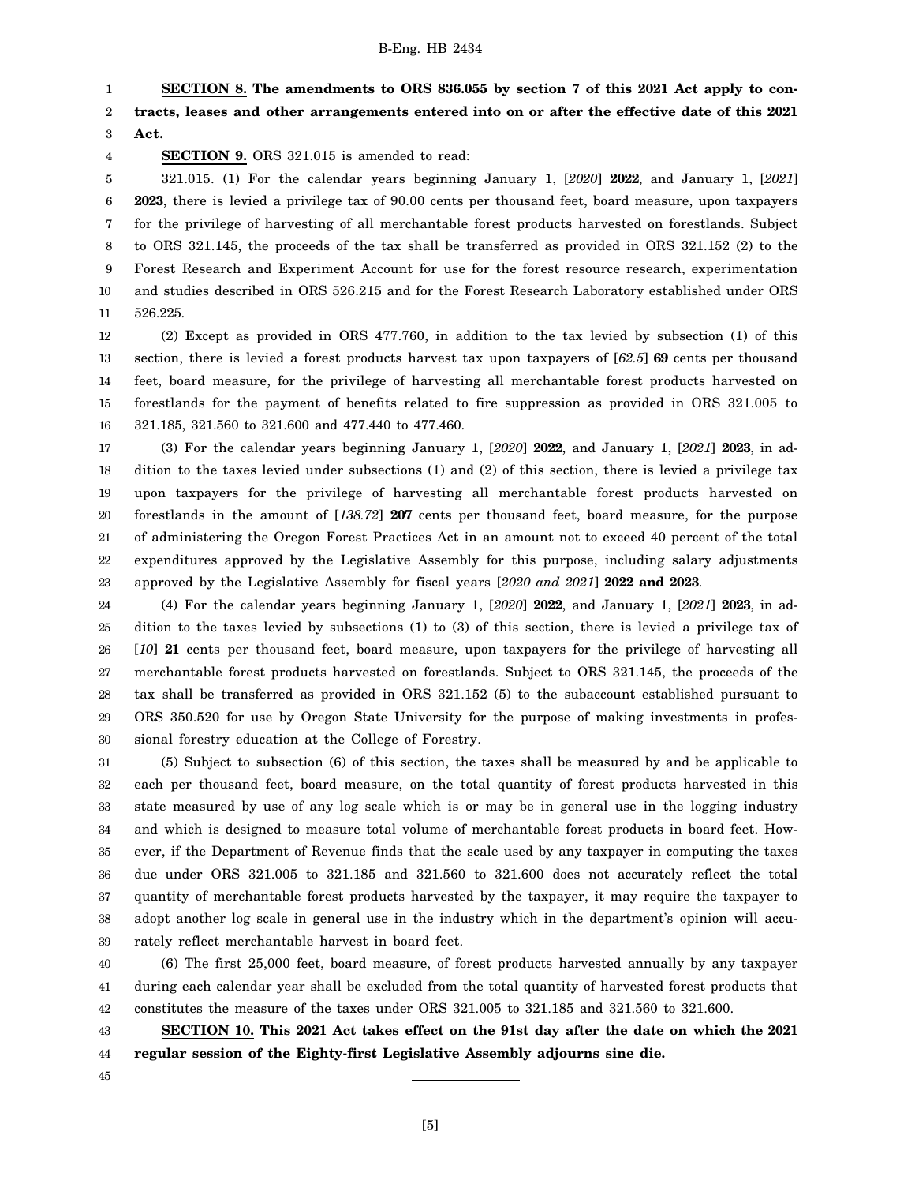**SECTION 8. The amendments to ORS 836.055 by section 7 of this 2021 Act apply to contracts, leases and other arrangements entered into on or after the effective date of this 2021 Act.**

**SECTION 9.** ORS 321.015 is amended to read:

321.015. (1) For the calendar years beginning January 1, [*2020*] **2022**, and January 1, [*2021*] **2023**, there is levied a privilege tax of 90.00 cents per thousand feet, board measure, upon taxpayers for the privilege of harvesting of all merchantable forest products harvested on forestlands. Subject to ORS 321.145, the proceeds of the tax shall be transferred as provided in ORS 321.152 (2) to the Forest Research and Experiment Account for use for the forest resource research, experimentation and studies described in ORS 526.215 and for the Forest Research Laboratory established under ORS 526.225.

(2) Except as provided in ORS 477.760, in addition to the tax levied by subsection (1) of this section, there is levied a forest products harvest tax upon taxpayers of [*62.5*] **69** cents per thousand feet, board measure, for the privilege of harvesting all merchantable forest products harvested on forestlands for the payment of benefits related to fire suppression as provided in ORS 321.005 to 321.185, 321.560 to 321.600 and 477.440 to 477.460.

(3) For the calendar years beginning January 1, [*2020*] **2022**, and January 1, [*2021*] **2023**, in addition to the taxes levied under subsections (1) and (2) of this section, there is levied a privilege tax upon taxpayers for the privilege of harvesting all merchantable forest products harvested on forestlands in the amount of [*138.72*] **207** cents per thousand feet, board measure, for the purpose of administering the Oregon Forest Practices Act in an amount not to exceed 40 percent of the total expenditures approved by the Legislative Assembly for this purpose, including salary adjustments approved by the Legislative Assembly for fiscal years [*2020 and 2021*] **2022 and 2023**.

(4) For the calendar years beginning January 1, [*2020*] **2022**, and January 1, [*2021*] **2023**, in addition to the taxes levied by subsections (1) to (3) of this section, there is levied a privilege tax of [*10*] **21** cents per thousand feet, board measure, upon taxpayers for the privilege of harvesting all merchantable forest products harvested on forestlands. Subject to ORS 321.145, the proceeds of the tax shall be transferred as provided in ORS 321.152 (5) to the subaccount established pursuant to ORS 350.520 for use by Oregon State University for the purpose of making investments in professional forestry education at the College of Forestry.

(5) Subject to subsection (6) of this section, the taxes shall be measured by and be applicable to each per thousand feet, board measure, on the total quantity of forest products harvested in this state measured by use of any log scale which is or may be in general use in the logging industry and which is designed to measure total volume of merchantable forest products in board feet. However, if the Department of Revenue finds that the scale used by any taxpayer in computing the taxes due under ORS 321.005 to 321.185 and 321.560 to 321.600 does not accurately reflect the total quantity of merchantable forest products harvested by the taxpayer, it may require the taxpayer to adopt another log scale in general use in the industry which in the department's opinion will accurately reflect merchantable harvest in board feet.

(6) The first 25,000 feet, board measure, of forest products harvested annually by any taxpayer during each calendar year shall be excluded from the total quantity of harvested forest products that constitutes the measure of the taxes under ORS 321.005 to 321.185 and 321.560 to 321.600.

**SECTION 10. This 2021 Act takes effect on the 91st day after the date on which the 2021 regular session of the Eighty-first Legislative Assembly adjourns sine die.**